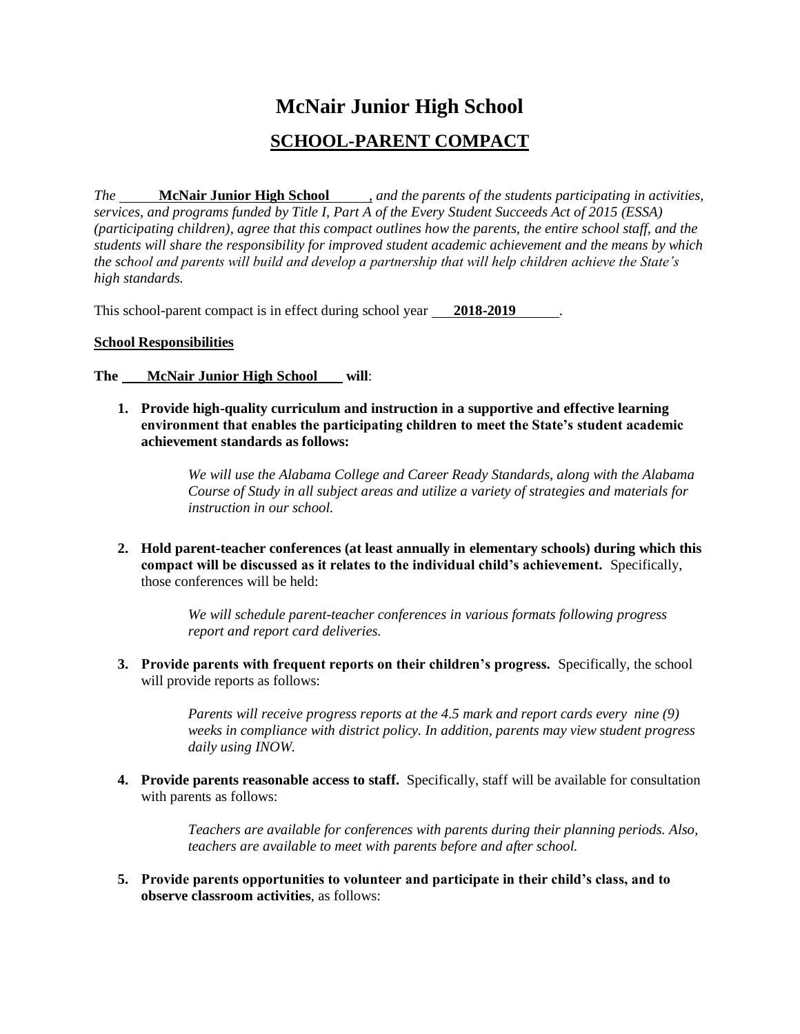# McNair Junior High School

## SCHOOL-PARENT COMPACT

*The* **McNair Junior High School** *, and the parents of the students participating in activities, services, and programs funded by Title I, Part A of the Every Student Succeeds Act of 2015 (ESSA) (participating children), agree that this compact outlines how the parents, the entire school staff, and the students will share the responsibility for improved student academic achievement and the means by which the school and parents will build and develop a partnership that will help children achieve the State's high standards.*

This school-parent compact is in effect during school year **2018-2019**.

**School Responsibilities**

**The McNair Junior High School will**:

1. **Provide high-quality curriculum and instruction in a supportive and effective learning environment that enables the participating children to meet the State's student academic achievement standards as follows:**

   *We will use the Alabama College and Career Ready Standards, along with the Alabama Course of Study in all subject areas and utilize a variety of strategies and materials for instruction in our school.*

2. **Hold parent-teacher conferences (at least annually in elementary schools) during which this compact will be discussed as it relates to the individual child's achievement.** Specifically, those conferences will be held:

   *We will schedule parent-teacher conferences in various formats following progress report and report card deliveries.*

3. **Provide parents with frequent reports on their children's progress.** Specifically, the school will provide reports as follows:

   *Parents will receive progress reports at the 4.5 mark and report cards every nine (9) weeks in compliance with district policy. In addition, parents may view student progress daily using INOW.*

4. **Provide parents reasonable access to staff.** Specifically, staff will be available for consultation with parents as follows:

   *Teachers are available for conferences with parents during their planning periods. Also, teachers are available to meet with parents before and after school.*

5. **Provide parents opportunities to volunteer and participate in their child's class, and to observe classroom activities**, as follows: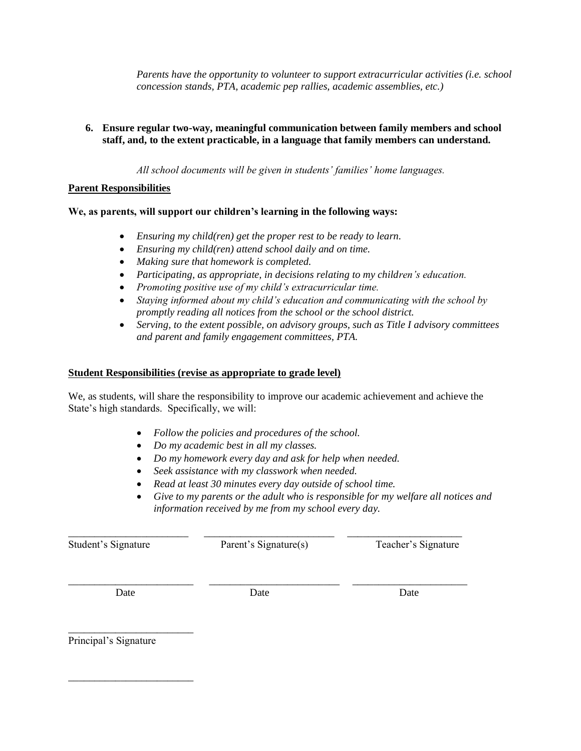*Parents have the opportunity to volunteer to support extracurricular activities (i.e. school concession stands, PTA, academic pep rallies, academic assemblies, etc.)*

6. **Ensure regular two-way, meaningful communication between family members and school staff, and, to the extent practicable, in a language that family members can understand.**

*All school documents will be given in students' families' home languages.*

**Parent Responsibilities**

**We, as parents, will support our children's learning in the following ways:**

- *Ensuring my child(ren) get the proper rest to be ready to learn.*
- *Ensuring my child(ren) attend school daily and on time.*
- *Making sure that homework is completed.*
- *Participating, as appropriate, in decisions relating to my children's education.*
- *Promoting positive use of my child's extracurricular time.*
- *Staying informed about my child's education and communicating with the school by promptly reading all notices from the school or the school district.*
- *Serving, to the extent possible, on advisory groups, such as Title I advisory committees and parent and family engagement committees, PTA.*

**Student Responsibilities (revise as appropriate to grade level)**

We, as students, will share the responsibility to improve our academic achievement and achieve the State's high standards. Specifically, we will:

- *Follow the policies and procedures of the school.*
- *Do my academic best in all my classes.*
- *Do my homework every day and ask for help when needed.*
- *Seek assistance with my classwork when needed.*
- *Read at least 30 minutes every day outside of school time.*
- *Give to my parents or the adult who is responsible for my welfare all notices and information received by me from my school every day.*

| ________________________ | ________________________ | ________________________ |
|---|---|---|
| Student's Signature | Parent's Signature(s) | Teacher's Signature |
| ________________________ | ________________________ | ________________________ |
| Date | Date | Date |

________________________
Principal's Signature

________________________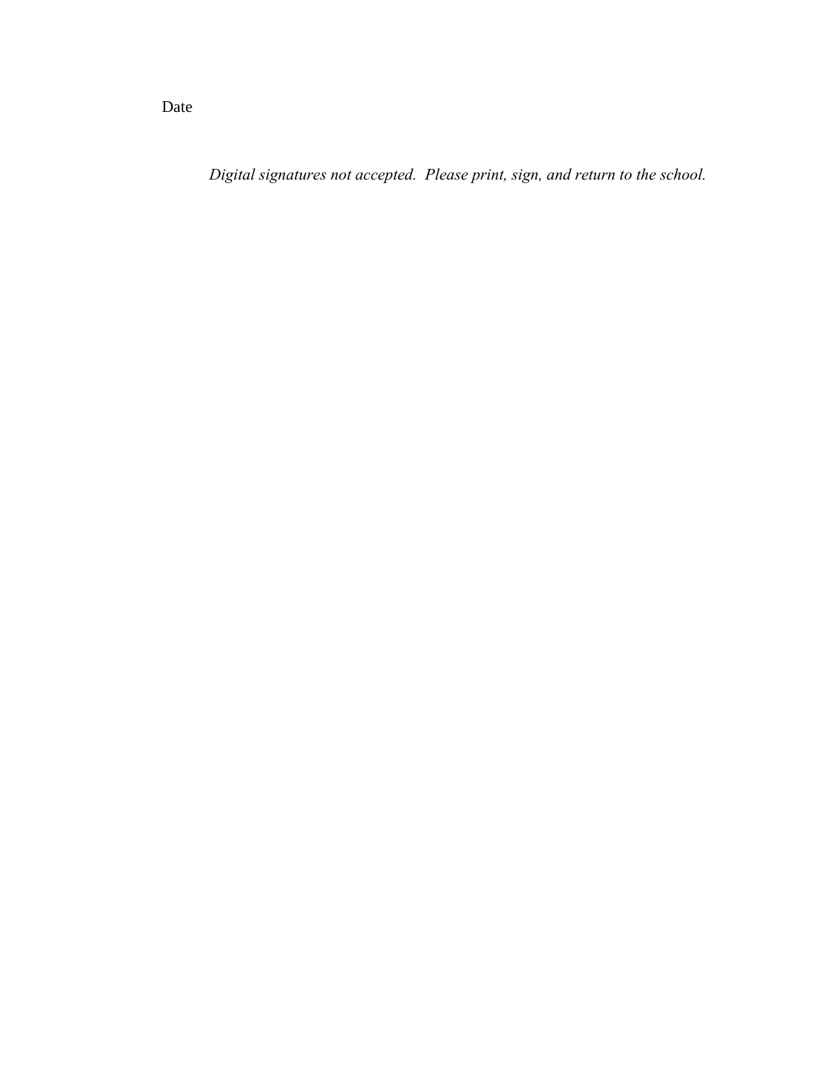Date

*Digital signatures not accepted. Please print, sign, and return to the school.*